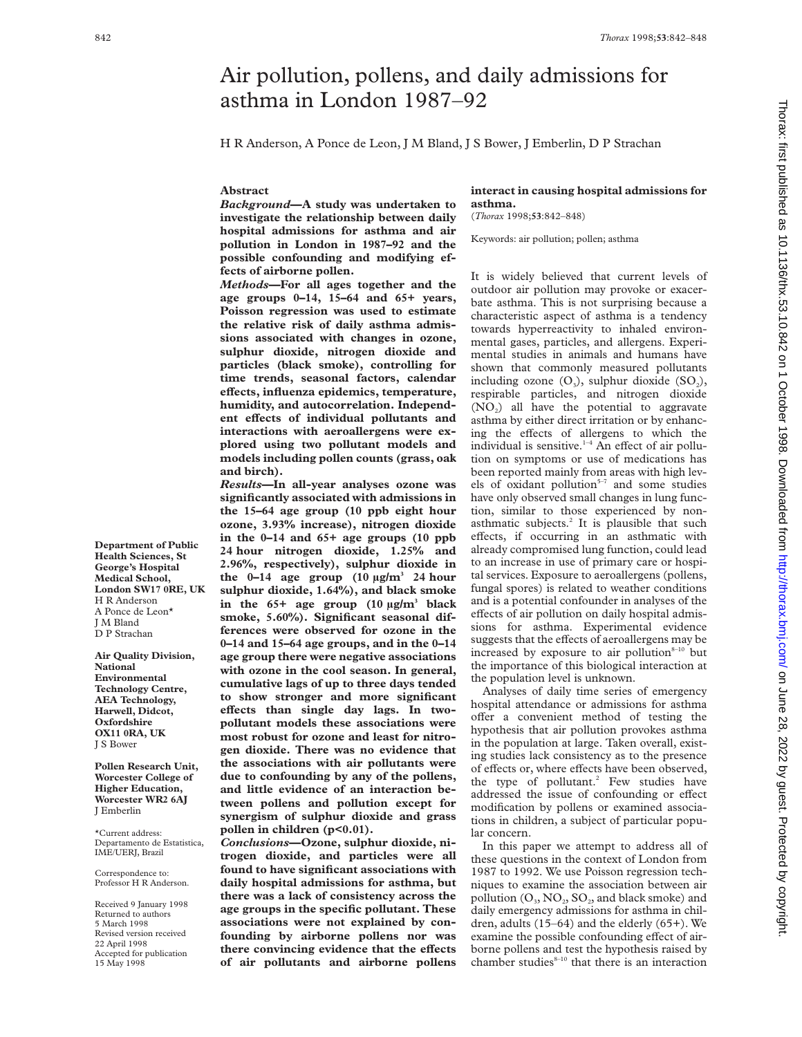# Air pollution, pollens, and daily admissions for asthma in London 1987–92

H R Anderson, A Ponce de Leon, J M Bland, J S Bower, J Emberlin, D P Strachan

**Department of Public Health Sciences, St George's Hospital Medical School, London SW17 0RE, UK**
H R Anderson
A Ponce de Leon*
J M Bland
D P Strachan

**Air Quality Division, National Environmental Technology Centre, AEA Technology, Harwell, Didcot, Oxfordshire OX11 0RA, UK**
J S Bower

**Pollen Research Unit, Worcester College of Higher Education, Worcester WR2 6AJ**
J Emberlin

*Current address: Departamento de Estatistica, IME/UERJ, Brazil

Correspondence to: Professor H R Anderson.

Received 9 January 1998
Returned to authors 5 March 1998
Revised version received 22 April 1998
Accepted for publication 15 May 1998

## Abstract

***Background*—A study was undertaken to investigate the relationship between daily hospital admissions for asthma and air pollution in London in 1987–92 and the possible confounding and modifying effects of airborne pollen.**

***Methods*—For all ages together and the age groups 0–14, 15–64 and 65+ years, Poisson regression was used to estimate the relative risk of daily asthma admissions associated with changes in ozone, sulphur dioxide, nitrogen dioxide and particles (black smoke), controlling for time trends, seasonal factors, calendar effects, influenza epidemics, temperature, humidity, and autocorrelation. Independent effects of individual pollutants and interactions with aeroallergens were explored using two pollutant models and models including pollen counts (grass, oak and birch).**

***Results*—In all-year analyses ozone was significantly associated with admissions in the 15–64 age group (10 ppb eight hour ozone, 3.93% increase), nitrogen dioxide in the 0–14 and 65+ age groups (10 ppb 24 hour nitrogen dioxide, 1.25% and 2.96%, respectively), sulphur dioxide in the 0–14 age group (10 μg/m$^3$ 24 hour sulphur dioxide, 1.64%), and black smoke in the 65+ age group (10 μg/m$^3$ black smoke, 5.60%). Significant seasonal differences were observed for ozone in the 0–14 and 15–64 age groups, and in the 0–14 age group there were negative associations with ozone in the cool season. In general, cumulative lags of up to three days tended to show stronger and more significant effects than single day lags. In two-pollutant models these associations were most robust for ozone and least for nitrogen dioxide. There was no evidence that the associations with air pollutants were due to confounding by any of the pollens, and little evidence of an interaction between pollens and pollution except for synergism of sulphur dioxide and grass pollen in children ($p<0.01$).**

***Conclusions*—Ozone, sulphur dioxide, nitrogen dioxide, and particles were all found to have significant associations with daily hospital admissions for asthma, but there was a lack of consistency across the age groups in the specific pollutant. These associations were not explained by confounding by airborne pollens nor was there convincing evidence that the effects of air pollutants and airborne pollens interact in causing hospital admissions for asthma.**

(*Thorax* 1998;**53**:842–848)

Keywords: air pollution; pollen; asthma

It is widely believed that current levels of outdoor air pollution may provoke or exacerbate asthma. This is not surprising because a characteristic aspect of asthma is a tendency towards hyperreactivity to inhaled environmental gases, particles, and allergens. Experimental studies in animals and humans have shown that commonly measured pollutants including ozone ($O_3$), sulphur dioxide ($SO_2$), respirable particles, and nitrogen dioxide ($NO_2$) all have the potential to aggravate asthma by either direct irritation or by enhancing the effects of allergens to which the individual is sensitive.[1–4] An effect of air pollution on symptoms or use of medications has been reported mainly from areas with high levels of oxidant pollution[5–7] and some studies have only observed small changes in lung function, similar to those experienced by non-asthmatic subjects.[2] It is plausible that such effects, if occurring in an asthmatic with already compromised lung function, could lead to an increase in use of primary care or hospital services. Exposure to aeroallergens (pollens, fungal spores) is related to weather conditions and is a potential confounder in analyses of the effects of air pollution on daily hospital admissions for asthma. Experimental evidence suggests that the effects of aeroallergens may be increased by exposure to air pollution[8–10] but the importance of this biological interaction at the population level is unknown.

Analyses of daily time series of emergency hospital attendance or admissions for asthma offer a convenient method of testing the hypothesis that air pollution provokes asthma in the population at large. Taken overall, existing studies lack consistency as to the presence of effects or, where effects have been observed, the type of pollutant.[2] Few studies have addressed the issue of confounding or effect modification by pollens or examined associations in children, a subject of particular popular concern.

In this paper we attempt to address all of these questions in the context of London from 1987 to 1992. We use Poisson regression techniques to examine the association between air pollution ($O_3$, $NO_2$, $SO_2$, and black smoke) and daily emergency admissions for asthma in children, adults (15–64) and the elderly (65+). We examine the possible confounding effect of airborne pollens and test the hypothesis raised by chamber studies[8–10] that there is an interaction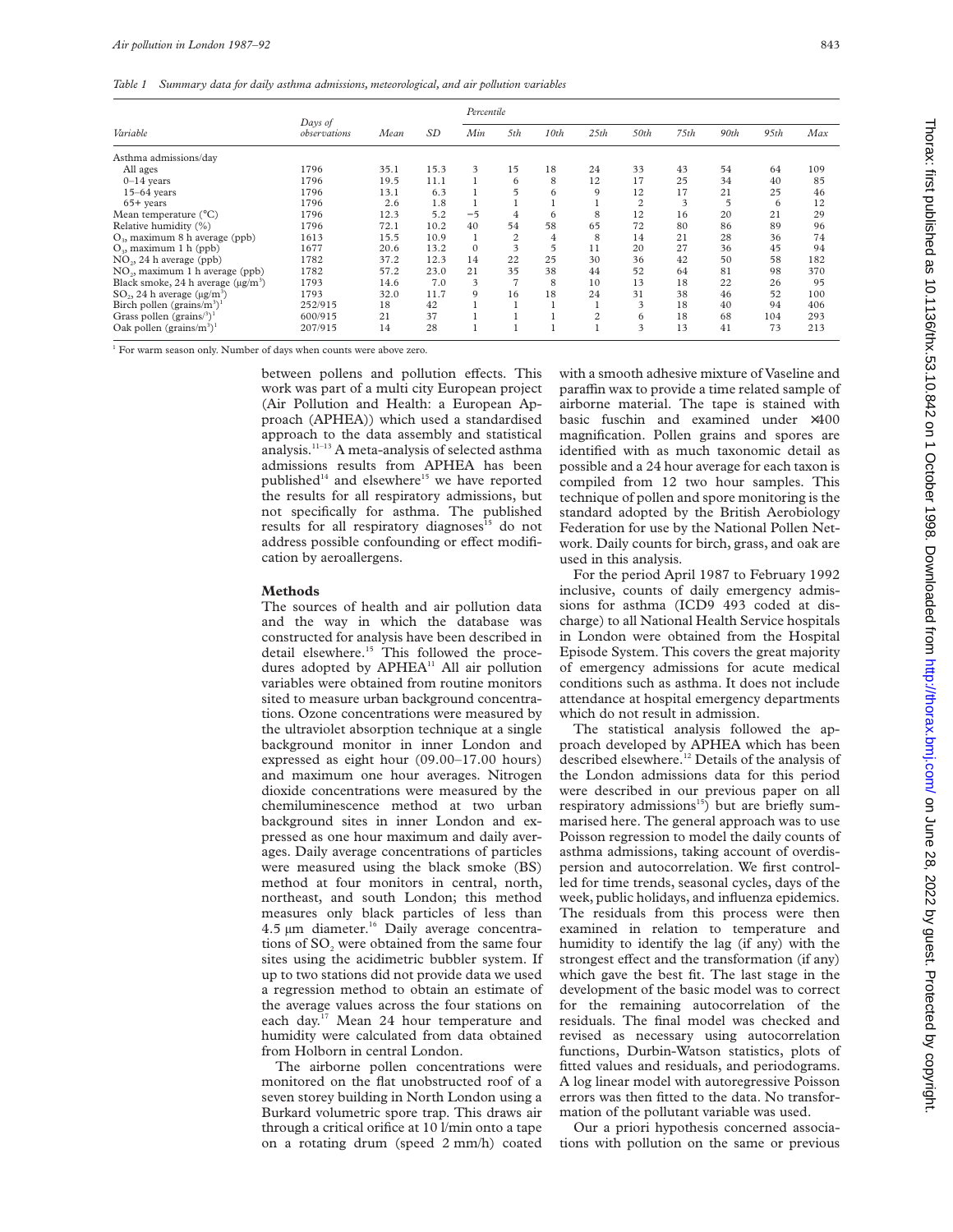*Table 1 Summary data for daily asthma admissions, meteorological, and air pollution variables*

| Variable | Days of observations | Mean | SD | Percentile | | | | | | | | |
|---|---|---|---|---|---|---|---|---|---|---|---|---|
| | | | | Min | 5th | 10th | 25th | 50th | 75th | 90th | 95th | Max |
| Asthma admissions/day | | | | | | | | | | | | |
| All ages | 1796 | 35.1 | 15.3 | 3 | 15 | 18 | 24 | 33 | 43 | 54 | 64 | 109 |
| 0–14 years | 1796 | 19.5 | 11.1 | 1 | 6 | 8 | 12 | 17 | 25 | 34 | 40 | 85 |
| 15–64 years | 1796 | 13.1 | 6.3 | 1 | 5 | 6 | 9 | 12 | 17 | 21 | 25 | 46 |
| 65+ years | 1796 | 2.6 | 1.8 | 1 | 1 | 1 | 1 | 2 | 3 | 5 | 6 | 12 |
| Mean temperature (°C) | 1796 | 12.3 | 5.2 | −5 | 4 | 6 | 8 | 12 | 16 | 20 | 21 | 29 |
| Relative humidity (%) | 1796 | 72.1 | 10.2 | 40 | 54 | 58 | 65 | 72 | 80 | 86 | 89 | 96 |
| $O_3$, maximum 8 h average (ppb) | 1613 | 15.5 | 10.9 | 1 | 2 | 4 | 8 | 14 | 21 | 28 | 36 | 74 |
| $O_3$, maximum 1 h (ppb) | 1677 | 20.6 | 13.2 | 0 | 3 | 5 | 11 | 20 | 27 | 36 | 45 | 94 |
| $NO_2$, 24 h average (ppb) | 1782 | 37.2 | 12.3 | 14 | 22 | 25 | 30 | 36 | 42 | 50 | 58 | 182 |
| $NO_2$, maximum 1 h average (ppb) | 1782 | 57.2 | 23.0 | 21 | 35 | 38 | 44 | 52 | 64 | 81 | 98 | 370 |
| Black smoke, 24 h average (μg/m$^3$) | 1793 | 14.6 | 7.0 | 3 | 7 | 8 | 10 | 13 | 18 | 22 | 26 | 95 |
| $SO_2$, 24 h average (μg/m$^3$) | 1793 | 32.0 | 11.7 | 9 | 16 | 18 | 24 | 31 | 38 | 46 | 52 | 100 |
| Birch pollen (grains/m$^3$)[1] | 252/915 | 18 | 42 | 1 | 1 | 1 | 1 | 3 | 18 | 40 | 94 | 406 |
| Grass pollen (grains/m$^3$)[1] | 600/915 | 21 | 37 | 1 | 1 | 1 | 2 | 6 | 18 | 68 | 104 | 293 |
| Oak pollen (grains/m$^3$)[1] | 207/915 | 14 | 28 | 1 | 1 | 1 | 1 | 3 | 13 | 41 | 73 | 213 |

[1] For warm season only. Number of days when counts were above zero.

between pollens and pollution effects. This work was part of a multi city European project (Air Pollution and Health: a European Approach (APHEA)) which used a standardised approach to the data assembly and statistical analysis.[11–13] A meta-analysis of selected asthma admissions results from APHEA has been published[14] and elsewhere[15] we have reported the results for all respiratory admissions, but not specifically for asthma. The published results for all respiratory diagnoses[15] do not address possible confounding or effect modification by aeroallergens.

## Methods

The sources of health and air pollution data and the way in which the database was constructed for analysis have been described in detail elsewhere.[15] This followed the procedures adopted by APHEA[11] All air pollution variables were obtained from routine monitors sited to measure urban background concentrations. Ozone concentrations were measured by the ultraviolet absorption technique at a single background monitor in inner London and expressed as eight hour (09.00–17.00 hours) and maximum one hour averages. Nitrogen dioxide concentrations were measured by the chemiluminescence method at two urban background sites in inner London and expressed as one hour maximum and daily averages. Daily average concentrations of particles were measured using the black smoke (BS) method at four monitors in central, north, northeast, and south London; this method measures only black particles of less than 4.5 μm diameter.[16] Daily average concentrations of $SO_2$ were obtained from the same four sites using the acidimetric bubbler system. If up to two stations did not provide data we used a regression method to obtain an estimate of the average values across the four stations on each day.[17] Mean 24 hour temperature and humidity were calculated from data obtained from Holborn in central London.

The airborne pollen concentrations were monitored on the flat unobstructed roof of a seven storey building in North London using a Burkard volumetric spore trap. This draws air through a critical orifice at 10 l/min onto a tape on a rotating drum (speed 2 mm/h) coated with a smooth adhesive mixture of Vaseline and paraffin wax to provide a time related sample of airborne material. The tape is stained with basic fuschin and examined under ×400 magnification. Pollen grains and spores are identified with as much taxonomic detail as possible and a 24 hour average for each taxon is compiled from 12 two hour samples. This technique of pollen and spore monitoring is the standard adopted by the British Aerobiology Federation for use by the National Pollen Network. Daily counts for birch, grass, and oak are used in this analysis.

For the period April 1987 to February 1992 inclusive, counts of daily emergency admissions for asthma (ICD9 493 coded at discharge) to all National Health Service hospitals in London were obtained from the Hospital Episode System. This covers the great majority of emergency admissions for acute medical conditions such as asthma. It does not include attendance at hospital emergency departments which do not result in admission.

The statistical analysis followed the approach developed by APHEA which has been described elsewhere.[12] Details of the analysis of the London admissions data for this period were described in our previous paper on all respiratory admissions[15]) but are briefly summarised here. The general approach was to use Poisson regression to model the daily counts of asthma admissions, taking account of overdispersion and autocorrelation. We first controlled for time trends, seasonal cycles, days of the week, public holidays, and influenza epidemics. The residuals from this process were then examined in relation to temperature and humidity to identify the lag (if any) with the strongest effect and the transformation (if any) which gave the best fit. The last stage in the development of the basic model was to correct for the remaining autocorrelation of the residuals. The final model was checked and revised as necessary using autocorrelation functions, Durbin-Watson statistics, plots of fitted values and residuals, and periodograms. A log linear model with autoregressive Poisson errors was then fitted to the data. No transformation of the pollutant variable was used.

Our a priori hypothesis concerned associations with pollution on the same or previous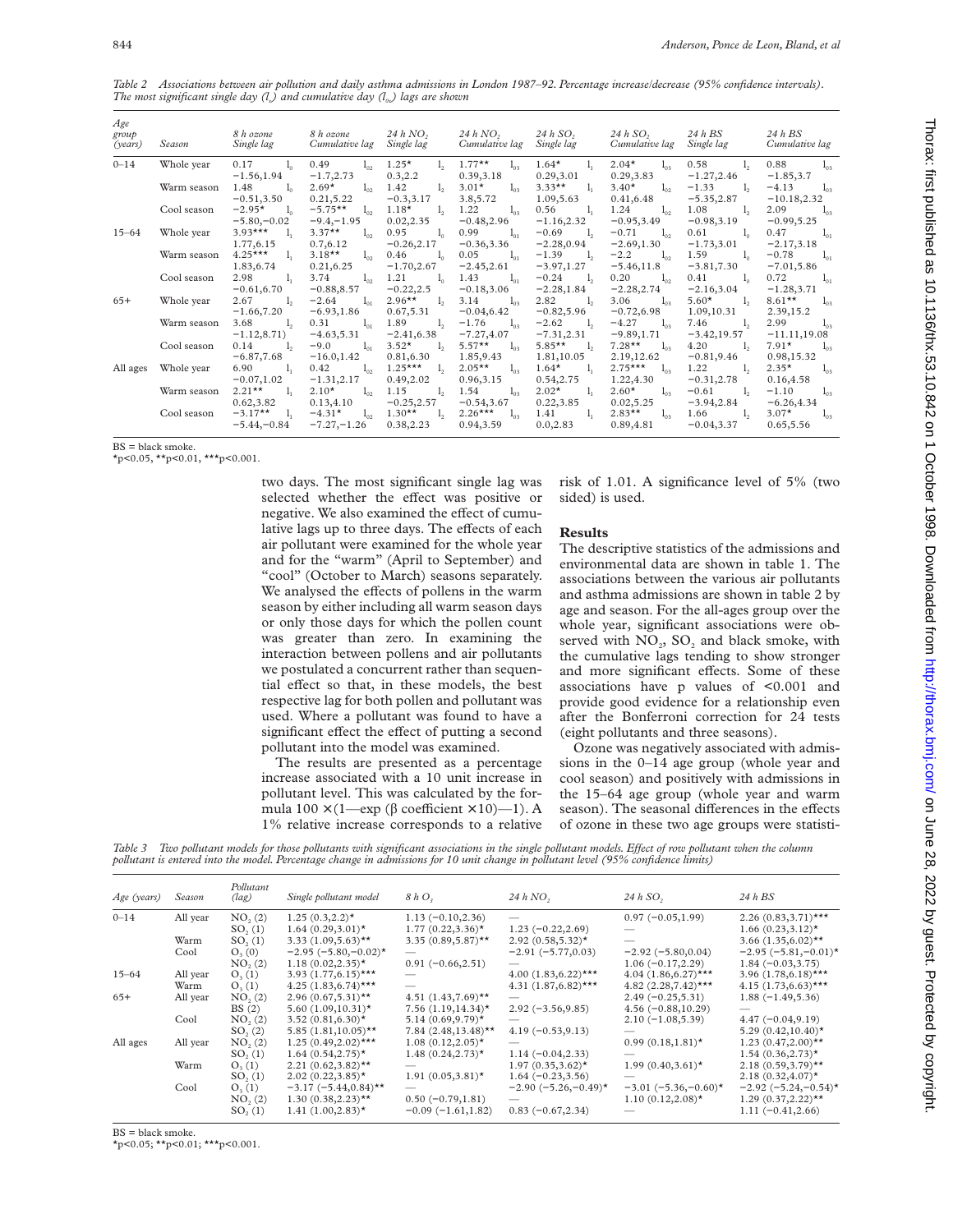*Table 2 Associations between air pollution and daily asthma admissions in London 1987–92. Percentage increase/decrease (95% confidence intervals). The most significant single day ($l_x$) and cumulative day ($l_{0x}$) lags are shown*

| Age group (years) | Season | 8 h ozone Single lag | 8 h ozone Cumulative lag | 24 h $NO_2$ Single lag | 24 h $NO_2$ Cumulative lag | 24 h $SO_2$ Single lag | 24 h $SO_2$ Cumulative lag | 24 h BS Single lag | 24 h BS Cumulative lag |
|---|---|---|---|---|---|---|---|---|---|
| 0–14 | Whole year | 0.17 $l_0$ −1.56,1.94 | 0.49 $l_{02}$ −1.7,2.73 | 1.25* $l_2$ 0.3,2.2 | 1.77** $l_{03}$ 0.39,3.18 | 1.64* $l_1$ 0.29,3.01 | 2.04* $l_{03}$ 0.29,3.83 | 0.58 $l_2$ −1.27,2.46 | 0.88 $l_{03}$ −1.85,3.7 |
| | Warm season | 1.48 $l_0$ −0.51,3.50 | 2.69* $l_{02}$ 0.21,5.22 | 1.42 $l_2$ −0.3,3.17 | 3.01* $l_{03}$ 3.8,5.72 | 3.33** $l_1$ 1.09,5.63 | 3.40* $l_{02}$ 0.41,6.48 | −1.33 $l_2$ −5.35,2.87 | −4.13 $l_{03}$ −10.18,2.32 |
| | Cool season | −2.95* $l_0$ −5.80,−0.02 | −5.75** $l_{02}$ −9.4,−1.95 | 1.18* $l_2$ 0.02,2.35 | 1.22 $l_{03}$ −0.48,2.96 | 0.56 $l_1$ −1.16,2.32 | 1.24 $l_{02}$ −0.95,3.49 | 1.08 $l_2$ −0.98,3.19 | 2.09 $l_{03}$ −0.99,5.25 |
| 15–64 | Whole year | 3.93*** $l_1$ 1.77,6.15 | 3.37** $l_{02}$ 0.7,6.12 | 0.95 $l_0$ −0.26,2.17 | 0.99 $l_{01}$ −0.36,3.36 | −0.69 $l_2$ −2.28,0.94 | −0.71 $l_{02}$ −2.69,1.30 | 0.61 $l_0$ −1.73,3.01 | 0.47 $l_{01}$ −2.17,3.18 |
| | Warm season | 4.25*** $l_1$ 1.83,6.74 | 3.18** $l_{02}$ 0.21,6.25 | 0.46 $l_0$ −1.70,2.67 | 0.05 $l_{01}$ −2.45,2.61 | −1.39 $l_2$ −3.97,1.27 | −2.2 $l_{02}$ −5.46,11.8 | 1.59 $l_0$ −3.81,7.30 | −0.78 $l_{01}$ −7.01,5.86 |
| | Cool season | 2.98 $l_1$ −0.61,6.70 | 3.74 $l_{02}$ −0.88,8.57 | 1.21 $l_0$ −0.22,2.5 | 1.43 $l_{01}$ −0.18,3.06 | −0.24 $l_2$ −2.28,1.84 | 0.20 $l_{02}$ −2.28,2.74 | 0.41 $l_0$ −2.16,3.04 | 0.72 $l_{01}$ −1.28,3.71 |
| 65+ | Whole year | 2.67 $l_2$ −1.66,7.20 | −2.64 $l_{01}$ −6.93,1.86 | 2.96** $l_2$ 0.67,5.31 | 3.14 $l_{03}$ −0.04,6.42 | 2.82 $l_2$ −0.82,5.96 | 3.06 $l_{03}$ −0.72,6.98 | 5.60* $l_2$ 1.09,10.31 | 8.61** $l_{03}$ 2.39,15.2 |
| | Warm season | 3.68 $l_2$ −1.12,8.71) | 0.31 $l_{01}$ −4.63,5.31 | 1.89 $l_2$ −2.41,6.38 | −1.76 $l_{03}$ −7.27,4.07 | −2.62 $l_2$ −7.31,2.31 | −4.27 $l_{03}$ −9.89,1.71 | 7.46 $l_2$ −3.42,19.57 | 2.99 $l_{03}$ −11.11,19.08 |
| | Cool season | 0.14 $l_2$ −6.87,7.68 | −9.0 $l_{01}$ −16.0,1.42 | 3.52* $l_2$ 0.81,6.30 | 5.57** $l_{03}$ 1.85,9.43 | 5.85** $l_2$ 1.81,10.05 | 7.28** $l_{03}$ 2.19,12.62 | 4.20 $l_2$ −0.81,9.46 | 7.91* $l_{03}$ 0.98,15.32 |
| All ages | Whole year | 6.90 $l_1$ −0.07,1.02 | 0.42 $l_{02}$ −1.31,2.17 | 1.25*** $l_2$ 0.49,2.02 | 2.05** $l_{03}$ 0.96,3.15 | 1.64* $l_1$ 0.54,2.75 | 2.75*** $l_{03}$ 1.22,4.30 | 1.22 $l_2$ −0.31,2.78 | 2.35* $l_{03}$ 0.16,4.58 |
| | Warm season | 2.21** $l_1$ 0.62,3.82 | 2.10* $l_{02}$ 0.13,4.10 | 1.15 $l_2$ −0.25,2.57 | 1.54 $l_{03}$ −0.54,3.67 | 2.02* $l_1$ 0.22,3.85 | 2.60* $l_{03}$ 0.02,5.25 | −0.61 $l_2$ −3.94,2.84 | −1.10 $l_{03}$ −6.26,4.34 |
| | Cool season | −3.17** $l_1$ −5.44,−0.84 | −4.31* $l_{02}$ −7.27,−1.26 | 1.30** $l_2$ 0.38,2.23 | 2.26*** $l_{03}$ 0.94,3.59 | 1.41 $l_1$ 0.0,2.83 | 2.83** $l_{03}$ 0.89,4.81 | 1.66 $l_2$ −0.04,3.37 | 3.07* $l_{03}$ 0.65,5.56 |

BS = black smoke.
*p<0.05, **p<0.01, ***p<0.001.

two days. The most significant single lag was selected whether the effect was positive or negative. We also examined the effect of cumulative lags up to three days. The effects of each air pollutant were examined for the whole year and for the "warm" (April to September) and "cool" (October to March) seasons separately. We analysed the effects of pollens in the warm season by either including all warm season days or only those days for which the pollen count was greater than zero. In examining the interaction between pollens and air pollutants we postulated a concurrent rather than sequential effect so that, in these models, the best respective lag for both pollen and pollutant was used. Where a pollutant was found to have a significant effect the effect of putting a second pollutant into the model was examined.

The results are presented as a percentage increase associated with a 10 unit increase in pollutant level. This was calculated by the formula $100 \times (1 - \exp(\beta \text{ coefficient} \times 10)) - 1$. A 1% relative increase corresponds to a relative risk of 1.01. A significance level of 5% (two sided) is used.

## Results

The descriptive statistics of the admissions and environmental data are shown in table 1. The associations between the various air pollutants and asthma admissions are shown in table 2 by age and season. For the all-ages group over the whole year, significant associations were observed with $NO_2$, $SO_2$ and black smoke, with the cumulative lags tending to show stronger and more significant effects. Some of these associations have p values of <0.001 and provide good evidence for a relationship even after the Bonferroni correction for 24 tests (eight pollutants and three seasons).

Ozone was negatively associated with admissions in the 0–14 age group (whole year and cool season) and positively with admissions in the 15–64 age group (whole year and warm season). The seasonal differences in the effects of ozone in these two age groups were statisti-

*Table 3 Two pollutant models for those pollutants with significant associations in the single pollutant models. Effect of row pollutant when the column pollutant is entered into the model. Percentage change in admissions for 10 unit change in pollutant level (95% confidence limits)*

| Age (years) | Season | Pollutant (lag) | Single pollutant model | 8 h $O_3$ | 24 h $NO_2$ | 24 h $SO_2$ | 24 h BS |
|---|---|---|---|---|---|---|---|
| 0–14 | All year | $NO_2$ (2) | 1.25 (0.3,2.2)* | 1.13 (−0.10,2.36) | — | 0.97 (−0.05,1.99) | 2.26 (0.83,3.71)*** |
| | | $SO_2$ (1) | 1.64 (0.29,3.01)* | 1.77 (0.22,3.36)* | 1.23 (−0.22,2.69) | — | 1.66 (0.23,3.12)* |
| | Warm | $SO_2$ (1) | 3.33 (1.09,5.63)** | 3.35 (0.89,5.87)** | 2.92 (0.58,5.32)* | — | 3.66 (1.35,6.02)** |
| | Cool | $O_3$ (0) | −2.95 (−5.80,−0.02)* | — | −2.91 (−5.77,0.03) | −2.92 (−5.80,0.04) | −2.95 (−5.81,−0.01)* |
| | | $NO_2$ (2) | 1.18 (0.02,2.35)* | 0.91 (−0.66,2.51) | — | 1.06 (−0.17,2.29) | 1.84 (−0.03,3.75) |
| 15–64 | All year | $O_3$ (1) | 3.93 (1.77,6.15)*** | — | 4.00 (1.83,6.22)*** | 4.04 (1.86,6.27)*** | 3.96 (1.78,6.18)*** |
| | Warm | $O_3$ (1) | 4.25 (1.83,6.74)*** | — | 4.31 (1.87,6.82)*** | 4.82 (2.28,7.42)*** | 4.15 (1.73,6.63)*** |
| 65+ | All year | $NO_2$ (2) | 2.96 (0.67,5.31)** | 4.51 (1.43,7.69)** | — | 2.49 (−0.25,5.31) | 1.88 (−1.49,5.36) |
| | | BS (2) | 5.60 (1.09,10.31)* | 7.56 (1.19,14.34)* | 2.92 (−3.56,9.85) | 4.56 (−0.88,10.29) | — |
| | Cool | $NO_2$ (2) | 3.52 (0.81,6.30)* | 5.14 (0.69,9.79)* | — | 2.10 (−1.08,5.39) | 4.47 (−0.04,9.19) |
| | | $SO_2$ (2) | 5.85 (1.81,10.05)** | 7.84 (2.48,13.48)** | 4.19 (−0.53,9.13) | — | 5.29 (0.42,10.40)* |
| All ages | All year | $NO_2$ (2) | 1.25 (0.49,2.02)*** | 1.08 (0.12,2.05)* | — | 0.99 (0.18,1.81)* | 1.23 (0.47,2.00)** |
| | | $SO_2$ (1) | 1.64 (0.54,2.75)* | 1.48 (0.24,2.73)* | 1.14 (−0.04,2.33) | — | 1.54 (0.36,2.73)* |
| | Warm | $O_3$ (1) | 2.21 (0.62,3.82)** | — | 1.97 (0.35,3.62)* | 1.99 (0.40,3.61)* | 2.18 (0.59,3.79)** |
| | | $SO_2$ (1) | 2.02 (0.22,3.85)* | 1.91 (0.05,3.81)* | 1.64 (−0.23,3.56) | — | 2.18 (0.32,4.07)* |
| | Cool | $O_3$ (1) | −3.17 (−5.44,0.84)** | — | −2.90 (−5.26,−0.49)* | −3.01 (−5.36,−0.60)* | −2.92 (−5.24,−0.54)* |
| | | $NO_2$ (2) | 1.30 (0.38,2.23)** | 0.50 (−0.79,1.81) | — | 1.10 (0.12,2.08)* | 1.29 (0.37,2.22)** |
| | | $SO_2$ (1) | 1.41 (1.00,2.83)* | −0.09 (−1.61,1.82) | 0.83 (−0.67,2.34) | — | 1.11 (−0.41,2.66) |

BS = black smoke.
*p<0.05; **p<0.01; ***p<0.001.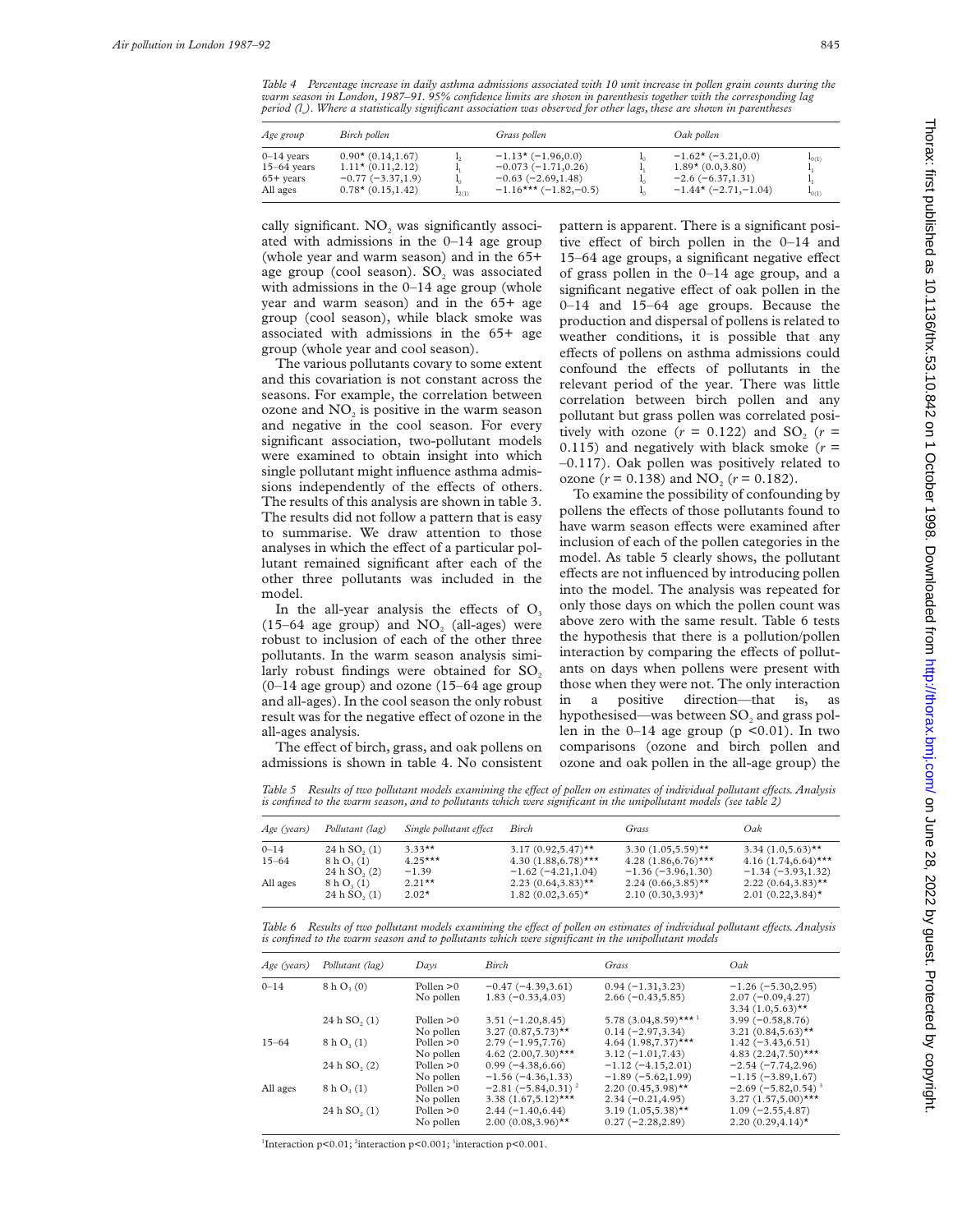*Table 4 Percentage increase in daily asthma admissions associated with 10 unit increase in pollen grain counts during the warm season in London, 1987–91. 95% confidence limits are shown in parenthesis together with the corresponding lag period ($l_x$). Where a statistically significant association was observed for other lags, these are shown in parentheses*

| Age group | Birch pollen | | Grass pollen | | Oak pollen | |
|---|---|---|---|---|---|---|
| 0–14 years | 0.90* (0.14,1.67) | $l_2$ | −1.13* (−1.96,0.0) | $l_0$ | −1.62* (−3.21,0.0) | $l_{0(1)}$ |
| 15–64 years | 1.11* (0.11,2.12) | $l_1$ | −0.073 (−1.71,0.26) | $l_1$ | 1.89* (0.0,3.80) | $l_1$ |
| 65+ years | −0.77 (−3.37,1.9) | $l_0$ | −0.63 (−2.69,1.48) | $l_0$ | −2.6 (−6.37,1.31) | $l_1$ |
| All ages | 0.78* (0.15,1.42) | $l_{2(1)}$ | −1.16*** (−1.82,−0.5) | $l_0$ | −1.44* (−2.71,−1.04) | $l_{0(1)}$ |

cally significant. $NO_2$ was significantly associated with admissions in the 0–14 age group (whole year and warm season) and in the 65+ age group (cool season). $SO_2$ was associated with admissions in the 0–14 age group (whole year and warm season) and in the 65+ age group (cool season), while black smoke was associated with admissions in the 65+ age group (whole year and cool season).

The various pollutants covary to some extent and this covariation is not constant across the seasons. For example, the correlation between ozone and $NO_2$ is positive in the warm season and negative in the cool season. For every significant association, two-pollutant models were examined to obtain insight into which single pollutant might influence asthma admissions independently of the effects of others. The results of this analysis are shown in table 3. The results did not follow a pattern that is easy to summarise. We draw attention to those analyses in which the effect of a particular pollutant remained significant after each of the other three pollutants was included in the model.

In the all-year analysis the effects of $O_3$ (15–64 age group) and $NO_2$ (all-ages) were robust to inclusion of each of the other three pollutants. In the warm season analysis similarly robust findings were obtained for $SO_2$ (0–14 age group) and ozone (15–64 age group and all-ages). In the cool season the only robust result was for the negative effect of ozone in the all-ages analysis.

The effect of birch, grass, and oak pollens on admissions is shown in table 4. No consistent pattern is apparent. There is a significant positive effect of birch pollen in the 0–14 and 15–64 age groups, a significant negative effect of grass pollen in the 0–14 age group, and a significant negative effect of oak pollen in the 0–14 and 15–64 age groups. Because the production and dispersal of pollens is related to weather conditions, it is possible that any effects of pollens on asthma admissions could confound the effects of pollutants in the relevant period of the year. There was little correlation between birch pollen and any pollutant but grass pollen was correlated positively with ozone ($r$ = 0.122) and $SO_2$ ($r$ = 0.115) and negatively with black smoke ($r$ = −0.117). Oak pollen was positively related to ozone ($r$ = 0.138) and $NO_2$ ($r$ = 0.182).

To examine the possibility of confounding by pollens the effects of those pollutants found to have warm season effects were examined after inclusion of each of the pollen categories in the model. As table 5 clearly shows, the pollutant effects are not influenced by introducing pollen into the model. The analysis was repeated for only those days on which the pollen count was above zero with the same result. Table 6 tests the hypothesis that there is a pollution/pollen interaction by comparing the effects of pollutants on days when pollens were present with those when they were not. The only interaction in a positive direction—that is, as hypothesised—was between $SO_2$ and grass pollen in the 0–14 age group ($p$ <0.01). In two comparisons (ozone and birch pollen and ozone and oak pollen in the all-age group) the

*Table 5 Results of two pollutant models examining the effect of pollen on estimates of individual pollutant effects. Analysis is confined to the warm season, and to pollutants which were significant in the unipollutant models (see table 2)*

| Age (years) | Pollutant (lag) | Single pollutant effect | Birch | Grass | Oak |
|---|---|---|---|---|---|
| 0–14 | 24 h $SO_2$ (1) | 3.33** | 3.17 (0.92,5.47)** | 3.30 (1.05,5.59)** | 3.34 (1.0,5.63)** |
| 15–64 | 8 h $O_3$ (1) | 4.25*** | 4.30 (1.88,6.78)*** | 4.28 (1.86,6.76)*** | 4.16 (1.74,6.64)*** |
| | 24 h $SO_2$ (2) | −1.39 | −1.62 (−4.21,1.04) | −1.36 (−3.96,1.30) | −1.34 (−3.93,1.32) |
| All ages | 8 h $O_3$ (1) | 2.21** | 2.23 (0.64,3.83)** | 2.24 (0.66,3.85)** | 2.22 (0.64,3.83)** |
| | 24 h $SO_2$ (1) | 2.02* | 1.82 (0.02,3.65)* | 2.10 (0.30,3.93)* | 2.01 (0.22,3.84)* |

*Table 6 Results of two pollutant models examining the effect of pollen on estimates of individual pollutant effects. Analysis is confined to the warm season and to pollutants which were significant in the unipollutant models*

| Age (years) | Pollutant (lag) | Days | Birch | Grass | Oak |
|---|---|---|---|---|---|
| 0–14 | 8 h $O_3$ (0) | Pollen >0 | −0.47 (−4.39,3.61) | 0.94 (−1.31,3.23) | −1.26 (−5.30,2.95) |
| | | No pollen | 1.83 (−0.33,4.03) | 2.66 (−0.43,5.85) | 2.07 (−0.09,4.27) |
| | | | | | 3.34 (1.0,5.63)** |
| | 24 h $SO_2$ (1) | Pollen >0 | 3.51 (−1.20,8.45) | 5.78 (3.04,8.59)*** [1] | 3.99 (−0.58,8.76) |
| | | No pollen | 3.27 (0.87,5.73)** | 0.14 (−2.97,3.34) | 3.21 (0.84,5.63)** |
| 15–64 | 8 h $O_3$ (1) | Pollen >0 | 2.79 (−1.95,7.76) | 4.64 (1.98,7.37)*** | 1.42 (−3.43,6.51) |
| | | No pollen | 4.62 (2.00,7.30)*** | 3.12 (−1.01,7.43) | 4.83 (2.24,7.50)*** |
| | 24 h $SO_2$ (2) | Pollen >0 | 0.99 (−4.38,6.66) | −1.12 (−4.15,2.01) | −2.54 (−7.74,2.96) |
| | | No pollen | −1.56 (−4.36,1.33) | −1.89 (−5.62,1.99) | −1.15 (−3.89,1.67) |
| All ages | 8 h $O_3$ (1) | Pollen >0 | −2.81 (−5.84,0.31) [2] | 2.20 (0.45,3.98)** | −2.69 (−5.82,0.54) [3] |
| | | No pollen | 3.38 (1.67,5.12)*** | 2.34 (−0.21,4.95) | 3.27 (1.57,5.00)*** |
| | 24 h $SO_2$ (1) | Pollen >0 | 2.44 (−1.40,6.44) | 3.19 (1.05,5.38)** | 1.09 (−2.55,4.87) |
| | | No pollen | 2.00 (0.08,3.96)** | 0.27 (−2.28,2.89) | 2.20 (0.29,4.14)* |

[1]Interaction p<0.01; [2]interaction p<0.001; [3]interaction p<0.001.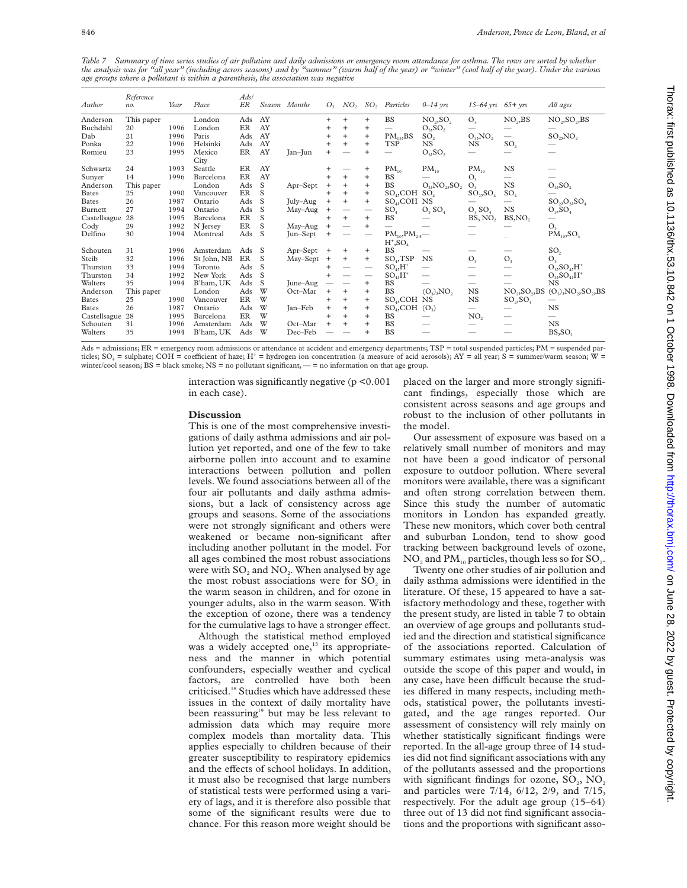*Table 7 Summary of time series studies of air pollution and daily admissions or emergency room attendance for asthma. The rows are sorted by whether the analysis was for "all year" (including across seasons) and by "summer" (warm half of the year) or "winter" (cool half of the year). Under the various age groups where a pollutant is within a parenthesis, the association was negative*

| Author | Reference no. | Year | Place | Ads/ER | Season | Months | $O_3$ | $NO_2$ | $SO_2$ | Particles | 0–14 yrs | 15–64 yrs | 65+ yrs | All ages |
|---|---|---|---|---|---|---|---|---|---|---|---|---|---|---|
| Anderson | This paper | | London | Ads | AY | | + | + | + | BS | $NO_2$,$SO_2$ | $O_3$ | $NO_2$,BS | $NO_2$,$SO_2$,BS |
| Buchdahl | 20 | 1996 | London | ER | AY | | + | + | + | — | $O_3$,$SO_2$ | — | — | — |
| Dab | 21 | 1996 | Paris | Ads | AY | | + | + | + | $PM_{13}$,BS | $SO_2$ | $O_3$,$NO_2$ | — | $SO_2$,$NO_2$ |
| Ponka | 22 | 1996 | Helsinki | Ads | AY | | + | + | + | TSP | NS | NS | $SO_2$ | — |
| Romieu | 23 | 1995 | Mexico City | ER | AY | Jan–Jun | + | — | + | — | $O_3$,$SO_2$ | — | — | — |
| Schwartz | 24 | 1993 | Seattle | ER | AY | | + | — | + | $PM_{10}$ | $PM_{10}$ | $PM_{10}$ | NS | — |
| Sunyer | 14 | 1996 | Barcelona | ER | AY | | + | + | + | BS | — | $O_3$ | — | — |
| Anderson | This paper | | London | Ads | S | Apr–Sept | + | + | + | BS | $O_3$,$NO_2$,$SO_2$ | $O_3$ | NS | $O_3$,$SO_2$ |
| Bates | 25 | 1990 | Vancouver | ER | S | | + | + | + | $SO_4$,COH | $SO_4$ | $SO_2$,$SO_4$ | $SO_4$ | — |
| Bates | 26 | 1987 | Ontario | Ads | S | July–Aug | + | + | + | $SO_4$,COH | NS | — | — | $SO_2$,$O_3$,$SO_4$ |
| Burnett | 27 | 1994 | Ontario | Ads | S | May–Aug | + | — | — | $SO_4$ | $O_3$ $SO_4$ | $O_3$ $SO_4$ | NS | $O_3$,$SO_4$ |
| Castellsague | 28 | 1995 | Barcelona | ER | S | | + | + | + | BS | — | BS, $NO_2$ | BS,$NO_2$ | — |
| Cody | 29 | 1992 | N Jersey | ER | S | May–Aug | + | — | + | — | — | — | — | $O_3$ |
| Delfino | 30 | 1994 | Montreal | Ads | S | Jun–Sept | + | — | — | $PM_{10}$,$PM_{2.5}$ $H^+$,$SO_4$ | — | — | – | $PM_{10}$,$SO_4$ |
| Schouten | 31 | 1996 | Amsterdam | Ads | S | Apr–Sept | + | + | + | BS | — | — | — | $SO_2$ |
| Steib | 32 | 1996 | St John, NB | ER | S | May–Sept | + | + | + | $SO_4$,TSP | NS | $O_3$ | $O_3$ | $O_3$ |
| Thurston | 33 | 1994 | Toronto | Ads | S | | + | — | — | $SO_4$,$H^+$ | — | — | — | $O_3$,$SO_4$,$H^+$ |
| Thurston | 34 | 1992 | New York | Ads | S | | + | — | — | $SO_4$,$H^+$ | — | — | — | $O_3$,$SO_4$,$H^+$ |
| Walters | 35 | 1994 | B'ham, UK | Ads | S | June–Aug | — | — | + | BS | — | — | — | NS |
| Anderson | This paper | | London | Ads | W | Oct–Mar | + | + | + | BS | ($O_3$),$NO_2$ | NS | $NO_2$,$SO_2$,BS | ($O_3$),$NO_2$,$SO_2$,BS |
| Bates | 25 | 1990 | Vancouver | ER | W | | + | + | + | $SO_4$,COH | NS | NS | $SO_2$,$SO_4$ | — |
| Bates | 26 | 1987 | Ontario | Ads | W | Jan–Feb | + | + | + | $SO_4$,COH | ($O_3$) | — | — | NS |
| Castellsague | 28 | 1995 | Barcelona | ER | W | | + | + | + | BS | — | $NO_2$ | — | — |
| Schouten | 31 | 1996 | Amsterdam | Ads | W | Oct–Mar | + | + | + | BS | — | — | — | NS |
| Walters | 35 | 1994 | B'ham, UK | Ads | W | Dec–Feb | — | — | + | BS | — | — | — | BS,$SO_2$ |

Ads = admissions; ER = emergency room admissions or attendance at accident and emergency departments; TSP = total suspended particles; PM = suspended particles; $SO_4$ = sulphate; COH = coefficient of haze; $H^+$ = hydrogen ion concentration (a measure of acid aerosols); AY = all year; S = summer/warm season; W = winter/cool season; BS = black smoke; NS = no pollutant significant, — = no information on that age group.

interaction was significantly negative ($p < 0.001$ in each case).

## Discussion

This is one of the most comprehensive investigations of daily asthma admissions and air pollution yet reported, and one of the few to take airborne pollen into account and to examine interactions between pollution and pollen levels. We found associations between all of the four air pollutants and daily asthma admissions, but a lack of consistency across age groups and seasons. Some of the associations were not strongly significant and others were weakened or became non-significant after including another pollutant in the model. For all ages combined the most robust associations were with $SO_2$ and $NO_2$. When analysed by age the most robust associations were for $SO_2$ in the warm season in children, and for ozone in younger adults, also in the warm season. With the exception of ozone, there was a tendency for the cumulative lags to have a stronger effect.

Although the statistical method employed was a widely accepted one,[13] its appropriateness and the manner in which potential confounders, especially weather and cyclical factors, are controlled have both been criticised.[18] Studies which have addressed these issues in the context of daily mortality have been reassuring[19] but may be less relevant to admission data which may require more complex models than mortality data. This applies especially to children because of their greater susceptibility to respiratory epidemics and the effects of school holidays. In addition, it must also be recognised that large numbers of statistical tests were performed using a variety of lags, and it is therefore also possible that some of the significant results were due to chance. For this reason more weight should be placed on the larger and more strongly significant findings, especially those which are consistent across seasons and age groups and robust to the inclusion of other pollutants in the model.

Our assessment of exposure was based on a relatively small number of monitors and may not have been a good indicator of personal exposure to outdoor pollution. Where several monitors were available, there was a significant and often strong correlation between them. Since this study the number of automatic monitors in London has expanded greatly. These new monitors, which cover both central and suburban London, tend to show good tracking between background levels of ozone, $NO_2$ and $PM_{10}$ particles, though less so for $SO_2$.

Twenty one other studies of air pollution and daily asthma admissions were identified in the literature. Of these, 15 appeared to have a satisfactory methodology and these, together with the present study, are listed in table 7 to obtain an overview of age groups and pollutants studied and the direction and statistical significance of the associations reported. Calculation of summary estimates using meta-analysis was outside the scope of this paper and would, in any case, have been difficult because the studies differed in many respects, including methods, statistical power, the pollutants investigated, and the age ranges reported. Our assessment of consistency will rely mainly on whether statistically significant findings were reported. In the all-age group three of 14 studies did not find significant associations with any of the pollutants assessed and the proportions with significant findings for ozone, $SO_2$, $NO_2$ and particles were 7/14, 6/12, 2/9, and 7/15, respectively. For the adult age group (15–64) three out of 13 did not find significant associations and the proportions with significant asso-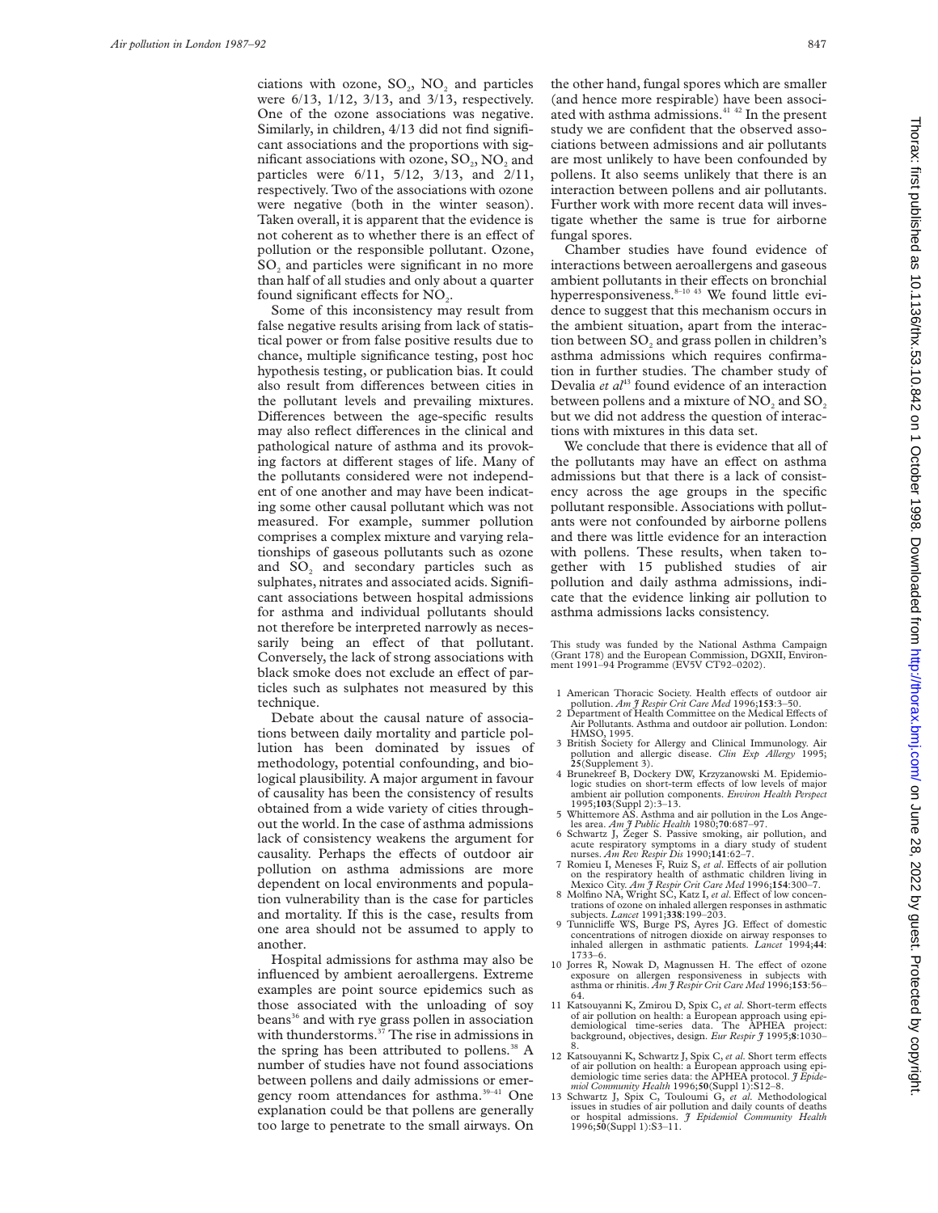ciations with ozone, $SO_2$, $NO_2$ and particles were 6/13, 1/12, 3/13, and 3/13, respectively. One of the ozone associations was negative. Similarly, in children, 4/13 did not find significant associations and the proportions with significant associations with ozone, $SO_2$, $NO_2$ and particles were 6/11, 5/12, 3/13, and 2/11, respectively. Two of the associations with ozone were negative (both in the winter season). Taken overall, it is apparent that the evidence is not coherent as to whether there is an effect of pollution or the responsible pollutant. Ozone, $SO_2$ and particles were significant in no more than half of all studies and only about a quarter found significant effects for $NO_2$.

Some of this inconsistency may result from false negative results arising from lack of statistical power or from false positive results due to chance, multiple significance testing, post hoc hypothesis testing, or publication bias. It could also result from differences between cities in the pollutant levels and prevailing mixtures. Differences between the age-specific results may also reflect differences in the clinical and pathological nature of asthma and its provoking factors at different stages of life. Many of the pollutants considered were not independent of one another and may have been indicating some other causal pollutant which was not measured. For example, summer pollution comprises a complex mixture and varying relationships of gaseous pollutants such as ozone and $SO_2$ and secondary particles such as sulphates, nitrates and associated acids. Significant associations between hospital admissions for asthma and individual pollutants should not therefore be interpreted narrowly as necessarily being an effect of that pollutant. Conversely, the lack of strong associations with black smoke does not exclude an effect of particles such as sulphates not measured by this technique.

Debate about the causal nature of associations between daily mortality and particle pollution has been dominated by issues of methodology, potential confounding, and biological plausibility. A major argument in favour of causality has been the consistency of results obtained from a wide variety of cities throughout the world. In the case of asthma admissions lack of consistency weakens the argument for causality. Perhaps the effects of outdoor air pollution on asthma admissions are more dependent on local environments and population vulnerability than is the case for particles and mortality. If this is the case, results from one area should not be assumed to apply to another.

Hospital admissions for asthma may also be influenced by ambient aeroallergens. Extreme examples are point source epidemics such as those associated with the unloading of soy beans[36] and with rye grass pollen in association with thunderstorms.[37] The rise in admissions in the spring has been attributed to pollens.[38] A number of studies have not found associations between pollens and daily admissions or emergency room attendances for asthma.[39–41] One explanation could be that pollens are generally too large to penetrate to the small airways. On the other hand, fungal spores which are smaller (and hence more respirable) have been associated with asthma admissions.[41 42] In the present study we are confident that the observed associations between admissions and air pollutants are most unlikely to have been confounded by pollens. It also seems unlikely that there is an interaction between pollens and air pollutants. Further work with more recent data will investigate whether the same is true for airborne fungal spores.

Chamber studies have found evidence of interactions between aeroallergens and gaseous ambient pollutants in their effects on bronchial hyperresponsiveness.[8–10 43] We found little evidence to suggest that this mechanism occurs in the ambient situation, apart from the interaction between $SO_2$ and grass pollen in children's asthma admissions which requires confirmation in further studies. The chamber study of Devalia *et al*[43] found evidence of an interaction between pollens and a mixture of $NO_2$ and $SO_2$ but we did not address the question of interactions with mixtures in this data set.

We conclude that there is evidence that all of the pollutants may have an effect on asthma admissions but that there is a lack of consistency across the age groups in the specific pollutant responsible. Associations with pollutants were not confounded by airborne pollens and there was little evidence for an interaction with pollens. These results, when taken together with 15 published studies of air pollution and daily asthma admissions, indicate that the evidence linking air pollution to asthma admissions lacks consistency.

This study was funded by the National Asthma Campaign (Grant 178) and the European Commission, DGXII, Environment 1991–94 Programme (EV5V CT92–0202).

1 American Thoracic Society. Health effects of outdoor air pollution. *Am J Respir Crit Care Med* 1996;**153**:3–50.
2 Department of Health Committee on the Medical Effects of Air Pollutants. Asthma and outdoor air pollution. London: HMSO, 1995.
3 British Society for Allergy and Clinical Immunology. Air pollution and allergic disease. *Clin Exp Allergy* 1995; **25**(Supplement 3).
4 Brunekreef B, Dockery DW, Krzyzanowski M. Epidemiologic studies on short-term effects of low levels of major ambient air pollution components. *Environ Health Perspect* 1995;**103**(Suppl 2):3–13.
5 Whittemore AS. Asthma and air pollution in the Los Angeles area. *Am J Public Health* 1980;**70**:687–97.
6 Schwartz J, Zeger S. Passive smoking, air pollution, and acute respiratory symptoms in a diary study of student nurses. *Am Rev Respir Dis* 1990;**141**:62–7.
7 Romieu I, Meneses F, Ruiz S, *et al*. Effects of air pollution on the respiratory health of asthmatic children living in Mexico City. *Am J Respir Crit Care Med* 1996;**154**:300–7.
8 Molfino NA, Wright SC, Katz I, *et al*. Effect of low concentrations of ozone on inhaled allergen responses in asthmatic subjects. *Lancet* 1991;**338**:199–203.
9 Tunnicliffe WS, Burge PS, Ayres JG. Effect of domestic concentrations of nitrogen dioxide on airway responses to inhaled allergen in asthmatic patients. *Lancet* 1994;**44**: 1733–6.
10 Jorres R, Nowak D, Magnussen H. The effect of ozone exposure on allergen responsiveness in subjects with asthma or rhinitis. *Am J Respir Crit Care Med* 1996;**153**:56–64.
11 Katsouyanni K, Zmirou D, Spix C, *et al*. Short-term effects of air pollution on health: a European approach using epidemiological time-series data. The APHEA project: background, objectives, design. *Eur Respir J* 1995;**8**:1030–8.
12 Katsouyanni K, Schwartz J, Spix C, *et al*. Short term effects of air pollution on health: a European approach using epidemiologic time series data: the APHEA protocol. *J Epidemiol Community Health* 1996;**50**(Suppl 1):S12–8.
13 Schwartz J, Spix C, Touloumi G, *et al*. Methodological issues in studies of air pollution and daily counts of deaths or hospital admissions. *J Epidemiol Community Health* 1996;**50**(Suppl 1):S3–11.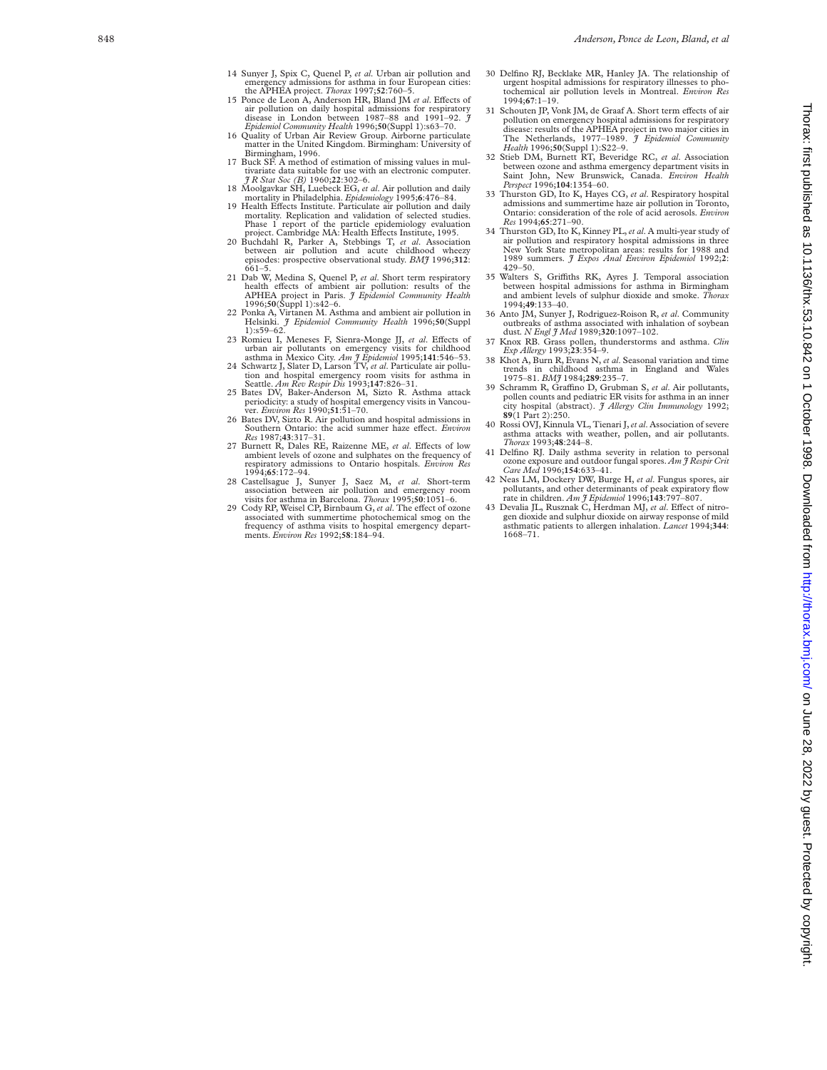14 Sunyer J, Spix C, Quenel P, *et al*. Urban air pollution and emergency admissions for asthma in four European cities: the APHEA project. *Thorax* 1997;**52**:760–5.

15 Ponce de Leon A, Anderson HR, Bland JM *et al*. Effects of air pollution on daily hospital admissions for respiratory disease in London between 1987–88 and 1991–92. *J Epidemiol Community Health* 1996;**50**(Suppl 1):s63–70.

16 Quality of Urban Air Review Group. Airborne particulate matter in the United Kingdom. Birmingham: University of Birmingham, 1996.

17 Buck SF. A method of estimation of missing values in multivariate data suitable for use with an electronic computer. *J R Stat Soc (B)* 1960;**22**:302–6.

18 Moolgavkar SH, Luebeck EG, *et al*. Air pollution and daily mortality in Philadelphia. *Epidemiology* 1995;**6**:476–84.

19 Health Effects Institute. Particulate air pollution and daily mortality. Replication and validation of selected studies. Phase 1 report of the particle epidemiology evaluation project. Cambridge MA: Health Effects Institute, 1995.

20 Buchdahl R, Parker A, Stebbings T, *et al*. Association between air pollution and acute childhood wheezy episodes: prospective observational study. *BMJ* 1996;**312**: 661–5.

21 Dab W, Medina S, Quenel P, *et al*. Short term respiratory health effects of ambient air pollution: results of the APHEA project in Paris. *J Epidemiol Community Health* 1996;**50**(Suppl 1):s42–6.

22 Ponka A, Virtanen M. Asthma and ambient air pollution in Helsinki. *J Epidemiol Community Health* 1996;**50**(Suppl 1):s59–62.

23 Romieu I, Meneses F, Sienra-Monge JJ, *et al*. Effects of urban air pollutants on emergency visits for childhood asthma in Mexico City. *Am J Epidemiol* 1995;**141**:546–53.

24 Schwartz J, Slater D, Larson TV, *et al*. Particulate air pollution and hospital emergency room visits for asthma in Seattle. *Am Rev Respir Dis* 1993;**147**:826–31.

25 Bates DV, Baker-Anderson M, Sizto R. Asthma attack periodicity: a study of hospital emergency visits in Vancouver. *Environ Res* 1990;**51**:51–70.

26 Bates DV, Sizto R. Air pollution and hospital admissions in Southern Ontario: the acid summer haze effect. *Environ Res* 1987;**43**:317–31.

27 Burnett R, Dales RE, Raizenne ME, *et al*. Effects of low ambient levels of ozone and sulphates on the frequency of respiratory admissions to Ontario hospitals. *Environ Res* 1994;**65**:172–94.

28 Castellsague J, Sunyer J, Saez M, *et al*. Short-term association between air pollution and emergency room visits for asthma in Barcelona. *Thorax* 1995;**50**:1051–6.

29 Cody RP, Weisel CP, Birnbaum G, *et al*. The effect of ozone associated with summertime photochemical smog on the frequency of asthma visits to hospital emergency departments. *Environ Res* 1992;**58**:184–94.

30 Delfino RJ, Becklake MR, Hanley JA. The relationship of urgent hospital admissions for respiratory illnesses to photochemical air pollution levels in Montreal. *Environ Res* 1994;**67**:1–19.

31 Schouten JP, Vonk JM, de Graaf A. Short term effects of air pollution on emergency hospital admissions for respiratory disease: results of the APHEA project in two major cities in The Netherlands, 1977–1989. *J Epidemiol Community Health* 1996;**50**(Suppl 1):S22–9.

32 Stieb DM, Burnett RT, Beveridge RC, *et al*. Association between ozone and asthma emergency department visits in Saint John, New Brunswick, Canada. *Environ Health Perspect* 1996;**104**:1354–60.

33 Thurston GD, Ito K, Hayes CG, *et al*. Respiratory hospital admissions and summertime haze air pollution in Toronto, Ontario: consideration of the role of acid aerosols. *Environ Res* 1994;**65**:271–90.

34 Thurston GD, Ito K, Kinney PL, *et al*. A multi-year study of air pollution and respiratory hospital admissions in three New York State metropolitan areas: results for 1988 and 1989 summers. *J Expos Anal Environ Epidemiol* 1992;**2**: 429–50.

35 Walters S, Griffiths RK, Ayres J. Temporal association between hospital admissions for asthma in Birmingham and ambient levels of sulphur dioxide and smoke. *Thorax* 1994;**49**:133–40.

36 Anto JM, Sunyer J, Rodriguez-Roison R, *et al*. Community outbreaks of asthma associated with inhalation of soybean dust. *N Engl J Med* 1989;**320**:1097–102.

37 Knox RB. Grass pollen, thunderstorms and asthma. *Clin Exp Allergy* 1993;**23**:354–9.

38 Khot A, Burn R, Evans N, *et al*. Seasonal variation and time trends in childhood asthma in England and Wales 1975–81. *BMJ* 1984;**289**:235–7.

39 Schramm R, Graffino D, Grubman S, *et al*. Air pollutants, pollen counts and pediatric ER visits for asthma in an inner city hospital (abstract). *J Allergy Clin Immunology* 1992; **89**(1 Part 2):250.

40 Rossi OVJ, Kinnula VL, Tienari J, *et al*. Association of severe asthma attacks with weather, pollen, and air pollutants. *Thorax* 1993;**48**:244–8.

41 Delfino RJ. Daily asthma severity in relation to personal ozone exposure and outdoor fungal spores. *Am J Respir Crit Care Med* 1996;**154**:633–41.

42 Neas LM, Dockery DW, Burge H, *et al*. Fungus spores, air pollutants, and other determinants of peak expiratory flow rate in children. *Am J Epidemiol* 1996;**143**:797–807.

43 Devalia JL, Rusznak C, Herdman MJ, *et al*. Effect of nitrogen dioxide and sulphur dioxide on airway response of mild asthmatic patients to allergen inhalation. *Lancet* 1994;**344**: 1668–71.